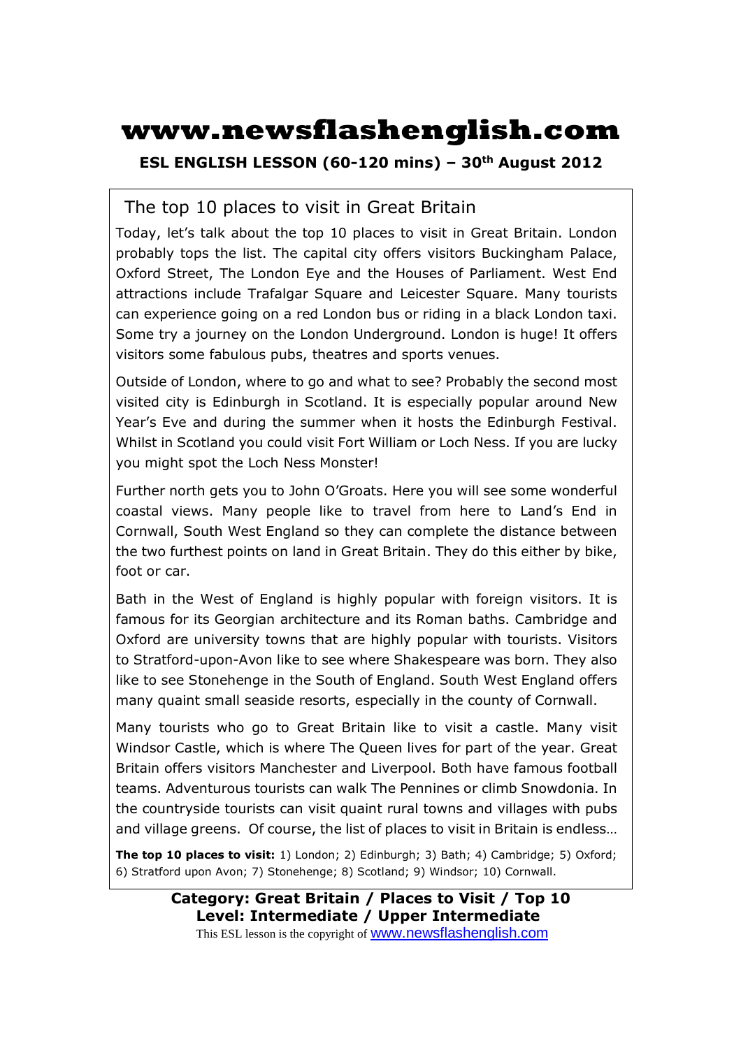# www.newsflashenglish.com

**ESL ENGLISH LESSON (60-120 mins) – 30th August 2012**

## The top 10 places to visit in Great Britain

Today, let's talk about the top 10 places to visit in Great Britain. London probably tops the list. The capital city offers visitors Buckingham Palace, Oxford Street, The London Eye and the Houses of Parliament. West End attractions include Trafalgar Square and Leicester Square. Many tourists can experience going on a red London bus or riding in a black London taxi. Some try a journey on the London Underground. London is huge! It offers visitors some fabulous pubs, theatres and sports venues.

Outside of London, where to go and what to see? Probably the second most visited city is Edinburgh in Scotland. It is especially popular around New Year's Eve and during the summer when it hosts the Edinburgh Festival. Whilst in Scotland you could visit Fort William or Loch Ness. If you are lucky you might spot the Loch Ness Monster!

Further north gets you to John O'Groats. Here you will see some wonderful coastal views. Many people like to travel from here to Land's End in Cornwall, South West England so they can complete the distance between the two furthest points on land in Great Britain. They do this either by bike, foot or car.

Bath in the West of England is highly popular with foreign visitors. It is famous for its Georgian architecture and its Roman baths. Cambridge and Oxford are university towns that are highly popular with tourists. Visitors to Stratford-upon-Avon like to see where Shakespeare was born. They also like to see Stonehenge in the South of England. South West England offers many quaint small seaside resorts, especially in the county of Cornwall.

Many tourists who go to Great Britain like to visit a castle. Many visit Windsor Castle, which is where The Queen lives for part of the year. Great Britain offers visitors Manchester and Liverpool. Both have famous football teams. Adventurous tourists can walk The Pennines or climb Snowdonia. In the countryside tourists can visit quaint rural towns and villages with pubs and village greens. Of course, the list of places to visit in Britain is endless…

**The top 10 places to visit:** 1) London; 2) Edinburgh; 3) Bath; 4) Cambridge; 5) Oxford; 6) Stratford upon Avon; 7) Stonehenge; 8) Scotland; 9) Windsor; 10) Cornwall.

**Category: Great Britain / Places to Visit / Top 10**
**Level: Intermediate / Upper Intermediate**
This ESL lesson is the copyright of www.newsflashenglish.com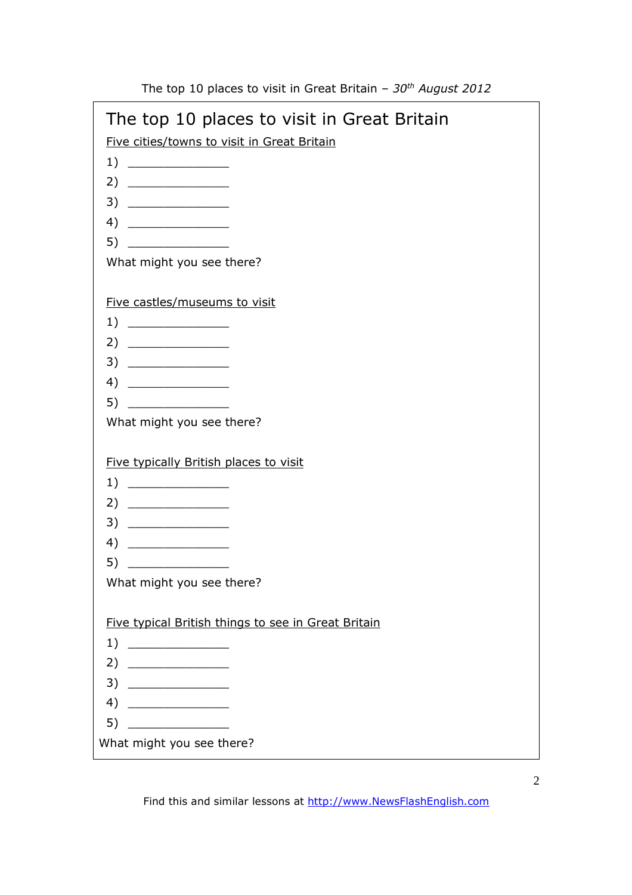# The top 10 places to visit in Great Britain

Five cities/towns to visit in Great Britain

1) _______________
2) _______________
3) _______________
4) _______________
5) _______________

What might you see there?

Five castles/museums to visit

1) _______________
2) _______________
3) _______________
4) _______________
5) _______________

What might you see there?

Five typically British places to visit

1) _______________
2) _______________
3) _______________
4) _______________
5) _______________

What might you see there?

Five typical British things to see in Great Britain

1) _______________
2) _______________
3) _______________
4) _______________
5) _______________

What might you see there?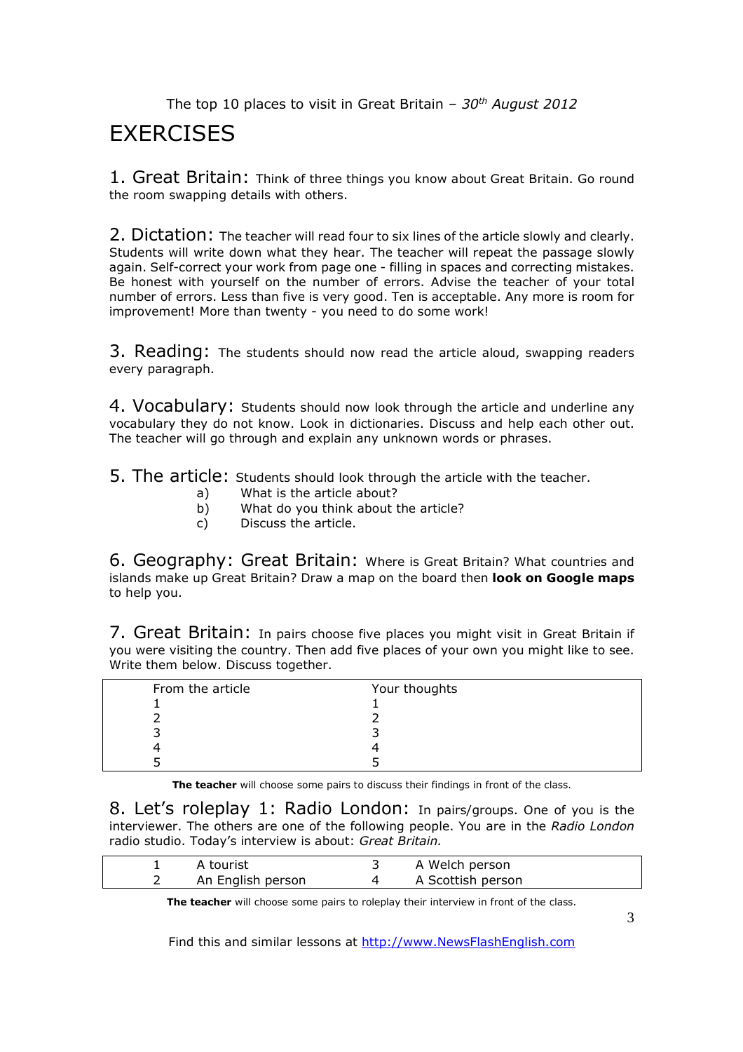# EXERCISES

**1. Great Britain:** Think of three things you know about Great Britain. Go round the room swapping details with others.

**2. Dictation:** The teacher will read four to six lines of the article slowly and clearly. Students will write down what they hear. The teacher will repeat the passage slowly again. Self-correct your work from page one - filling in spaces and correcting mistakes. Be honest with yourself on the number of errors. Advise the teacher of your total number of errors. Less than five is very good. Ten is acceptable. Any more is room for improvement! More than twenty - you need to do some work!

**3. Reading:** The students should now read the article aloud, swapping readers every paragraph.

**4. Vocabulary:** Students should now look through the article and underline any vocabulary they do not know. Look in dictionaries. Discuss and help each other out. The teacher will go through and explain any unknown words or phrases.

**5. The article:** Students should look through the article with the teacher.

a) What is the article about?
b) What do you think about the article?
c) Discuss the article.

**6. Geography: Great Britain:** Where is Great Britain? What countries and islands make up Great Britain? Draw a map on the board then **look on Google maps** to help you.

**7. Great Britain:** In pairs choose five places you might visit in Great Britain if you were visiting the country. Then add five places of your own you might like to see. Write them below. Discuss together.

| From the article | Your thoughts |
|---|---|
| 1 | 1 |
| 2 | 2 |
| 3 | 3 |
| 4 | 4 |
| 5 | 5 |

**The teacher** will choose some pairs to discuss their findings in front of the class.

**8. Let's roleplay 1: Radio London:** In pairs/groups. One of you is the interviewer. The others are one of the following people. You are in the *Radio London* radio studio. Today's interview is about: *Great Britain.*

| | | | |
|---|---|---|---|
| 1 | A tourist | 3 | A Welch person |
| 2 | An English person | 4 | A Scottish person |

**The teacher** will choose some pairs to roleplay their interview in front of the class.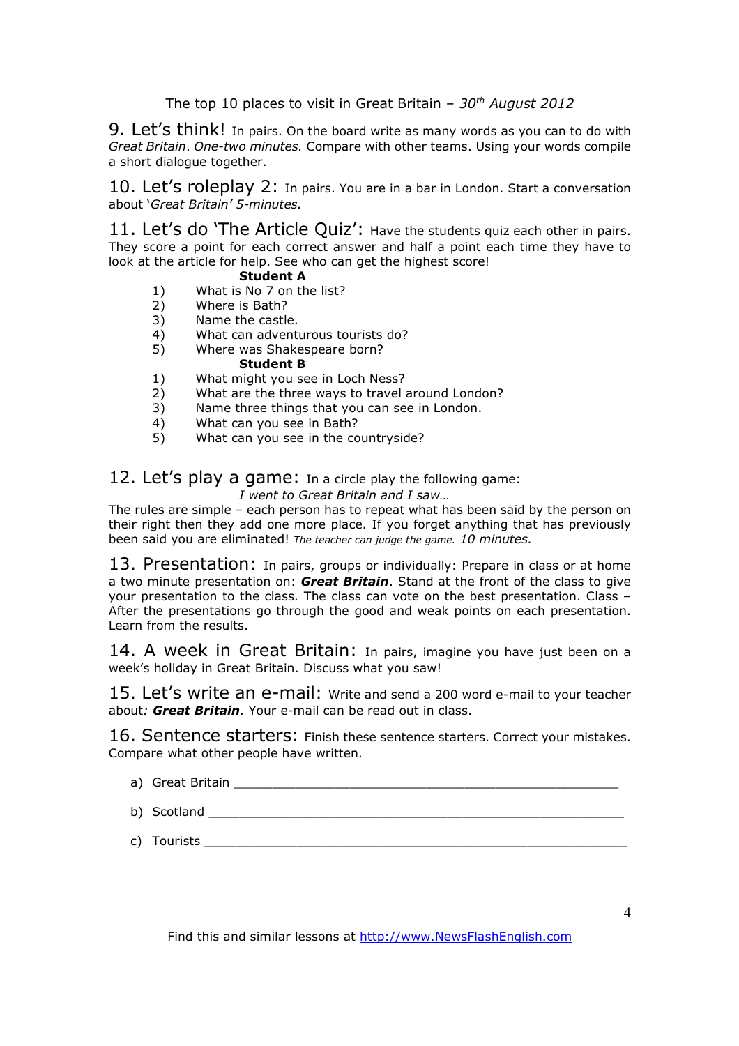## 9. Let's think!

In pairs. On the board write as many words as you can to do with *Great Britain*. *One-two minutes.* Compare with other teams. Using your words compile a short dialogue together.

## 10. Let's roleplay 2:

In pairs. You are in a bar in London. Start a conversation about '*Great Britain' 5-minutes.*

## 11. Let's do 'The Article Quiz':

Have the students quiz each other in pairs. They score a point for each correct answer and half a point each time they have to look at the article for help. See who can get the highest score!

**Student A**

1) What is No 7 on the list?
2) Where is Bath?
3) Name the castle.
4) What can adventurous tourists do?
5) Where was Shakespeare born?

**Student B**

1) What might you see in Loch Ness?
2) What are the three ways to travel around London?
3) Name three things that you can see in London.
4) What can you see in Bath?
5) What can you see in the countryside?

## 12. Let's play a game:

In a circle play the following game:

*I went to Great Britain and I saw…*

The rules are simple – each person has to repeat what has been said by the person on their right then they add one more place. If you forget anything that has previously been said you are eliminated! *The teacher can judge the game. 10 minutes.*

## 13. Presentation:

In pairs, groups or individually: Prepare in class or at home a two minute presentation on: ***Great Britain***. Stand at the front of the class to give your presentation to the class. The class can vote on the best presentation. Class – After the presentations go through the good and weak points on each presentation. Learn from the results.

## 14. A week in Great Britain:

In pairs, imagine you have just been on a week's holiday in Great Britain. Discuss what you saw!

## 15. Let's write an e-mail:

Write and send a 200 word e-mail to your teacher about*:* ***Great Britain****.* Your e-mail can be read out in class.

## 16. Sentence starters:

Finish these sentence starters. Correct your mistakes. Compare what other people have written.

a) Great Britain ____________________________________________________

b) Scotland _______________________________________________________

c) Tourists _______________________________________________________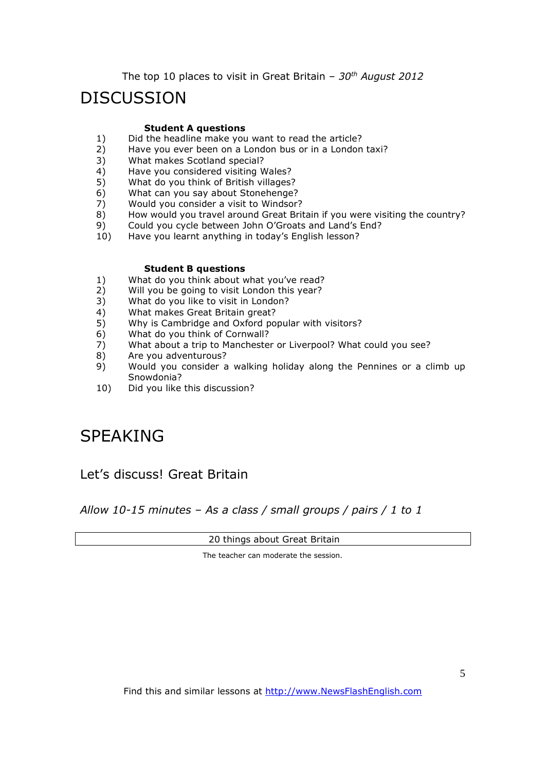The top 10 places to visit in Great Britain – *30th August 2012*

# DISCUSSION

**Student A questions**

1) Did the headline make you want to read the article?
2) Have you ever been on a London bus or in a London taxi?
3) What makes Scotland special?
4) Have you considered visiting Wales?
5) What do you think of British villages?
6) What can you say about Stonehenge?
7) Would you consider a visit to Windsor?
8) How would you travel around Great Britain if you were visiting the country?
9) Could you cycle between John O'Groats and Land's End?
10) Have you learnt anything in today's English lesson?

**Student B questions**

1) What do you think about what you've read?
2) Will you be going to visit London this year?
3) What do you like to visit in London?
4) What makes Great Britain great?
5) Why is Cambridge and Oxford popular with visitors?
6) What do you think of Cornwall?
7) What about a trip to Manchester or Liverpool? What could you see?
8) Are you adventurous?
9) Would you consider a walking holiday along the Pennines or a climb up Snowdonia?
10) Did you like this discussion?

# SPEAKING

## Let's discuss! Great Britain

*Allow 10-15 minutes – As a class / small groups / pairs / 1 to 1*

| 20 things about Great Britain |
|---|

The teacher can moderate the session.

Find this and similar lessons at http://www.NewsFlashEnglish.com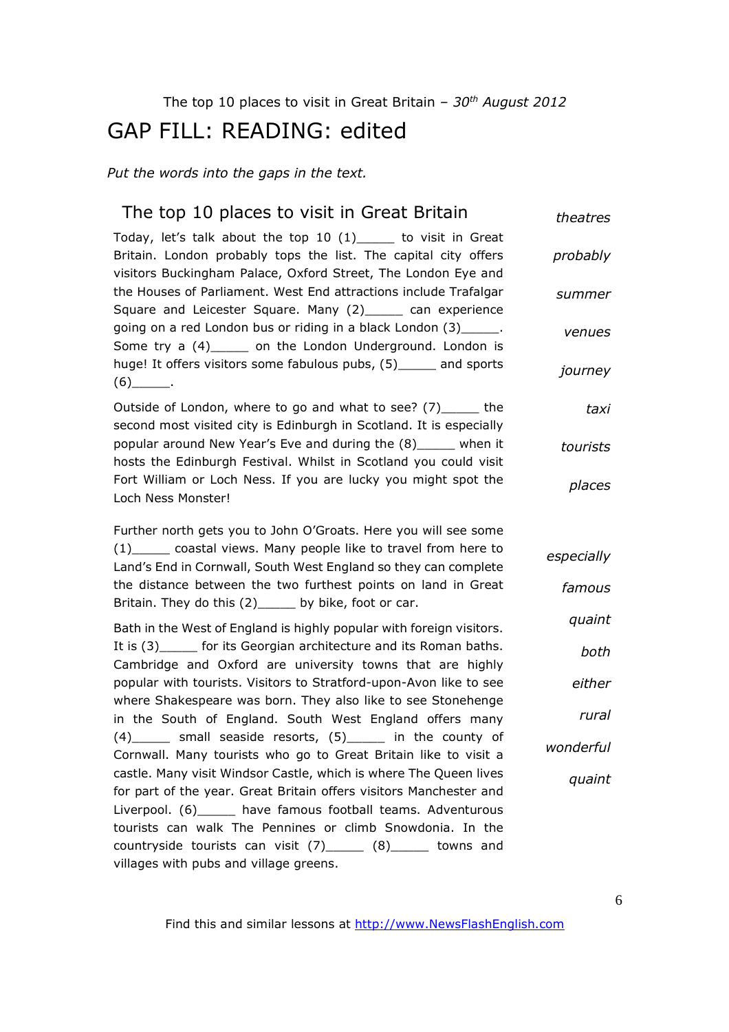The top 10 places to visit in Great Britain – *30th August 2012*

# GAP FILL: READING: edited

*Put the words into the gaps in the text.*

## The top 10 places to visit in Great Britain

Today, let's talk about the top 10 (1)_____ to visit in Great Britain. London probably tops the list. The capital city offers visitors Buckingham Palace, Oxford Street, The London Eye and the Houses of Parliament. West End attractions include Trafalgar Square and Leicester Square. Many (2)_____ can experience going on a red London bus or riding in a black London (3)_____. Some try a (4)_____ on the London Underground. London is huge! It offers visitors some fabulous pubs, (5)_____ and sports (6)_____.

Outside of London, where to go and what to see? (7)_____ the second most visited city is Edinburgh in Scotland. It is especially popular around New Year's Eve and during the (8)_____ when it hosts the Edinburgh Festival. Whilst in Scotland you could visit Fort William or Loch Ness. If you are lucky you might spot the Loch Ness Monster!

*theatres*
*probably*
*summer*
*venues*
*journey*
*taxi*
*tourists*
*places*

Further north gets you to John O'Groats. Here you will see some (1)_____ coastal views. Many people like to travel from here to Land's End in Cornwall, South West England so they can complete the distance between the two furthest points on land in Great Britain. They do this (2)_____ by bike, foot or car.

Bath in the West of England is highly popular with foreign visitors. It is (3)_____ for its Georgian architecture and its Roman baths. Cambridge and Oxford are university towns that are highly popular with tourists. Visitors to Stratford-upon-Avon like to see where Shakespeare was born. They also like to see Stonehenge in the South of England. South West England offers many (4)_____ small seaside resorts, (5)_____ in the county of Cornwall. Many tourists who go to Great Britain like to visit a castle. Many visit Windsor Castle, which is where The Queen lives for part of the year. Great Britain offers visitors Manchester and Liverpool. (6)_____ have famous football teams. Adventurous tourists can walk The Pennines or climb Snowdonia. In the countryside tourists can visit (7)_____ (8)_____ towns and villages with pubs and village greens.

*especially*
*famous*
*quaint*
*both*
*either*
*rural*
*wonderful*
*quaint*

Find this and similar lessons at http://www.NewsFlashEnglish.com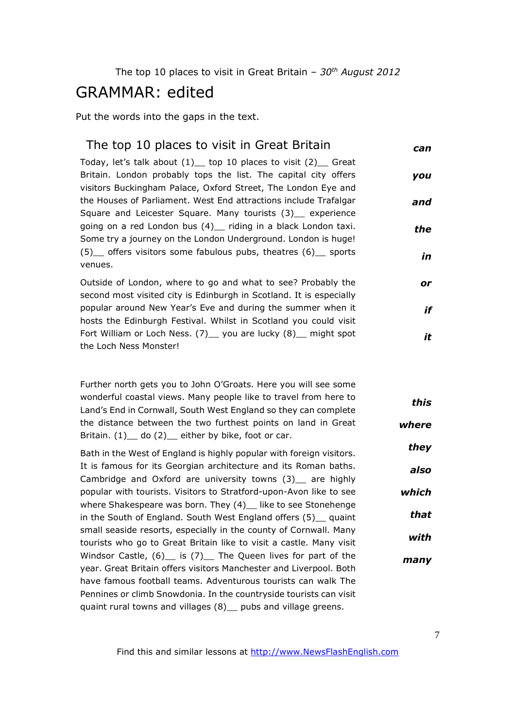The top 10 places to visit in Great Britain – *30th August 2012*

# GRAMMAR: edited

Put the words into the gaps in the text.

## The top 10 places to visit in Great Britain

Today, let's talk about (1)__ top 10 places to visit (2)__ Great Britain. London probably tops the list. The capital city offers visitors Buckingham Palace, Oxford Street, The London Eye and the Houses of Parliament. West End attractions include Trafalgar Square and Leicester Square. Many tourists (3)__ experience going on a red London bus (4)__ riding in a black London taxi. Some try a journey on the London Underground. London is huge! (5)__ offers visitors some fabulous pubs, theatres (6)__ sports venues.

Outside of London, where to go and what to see? Probably the second most visited city is Edinburgh in Scotland. It is especially popular around New Year's Eve and during the summer when it hosts the Edinburgh Festival. Whilst in Scotland you could visit Fort William or Loch Ness. (7)__ you are lucky (8)__ might spot the Loch Ness Monster!

***can***
***you***
***and***
***the***
***in***
***or***
***if***
***it***

Further north gets you to John O'Groats. Here you will see some wonderful coastal views. Many people like to travel from here to Land's End in Cornwall, South West England so they can complete the distance between the two furthest points on land in Great Britain. (1)__ do (2)__ either by bike, foot or car.

Bath in the West of England is highly popular with foreign visitors. It is famous for its Georgian architecture and its Roman baths. Cambridge and Oxford are university towns (3)__ are highly popular with tourists. Visitors to Stratford-upon-Avon like to see where Shakespeare was born. They (4)__ like to see Stonehenge in the South of England. South West England offers (5)__ quaint small seaside resorts, especially in the county of Cornwall. Many tourists who go to Great Britain like to visit a castle. Many visit Windsor Castle, (6)__ is (7)__ The Queen lives for part of the year. Great Britain offers visitors Manchester and Liverpool. Both have famous football teams. Adventurous tourists can walk The Pennines or climb Snowdonia. In the countryside tourists can visit quaint rural towns and villages (8)__ pubs and village greens.

***this***
***where***
***they***
***also***
***which***
***that***
***with***
***many***

Find this and similar lessons at http://www.NewsFlashEnglish.com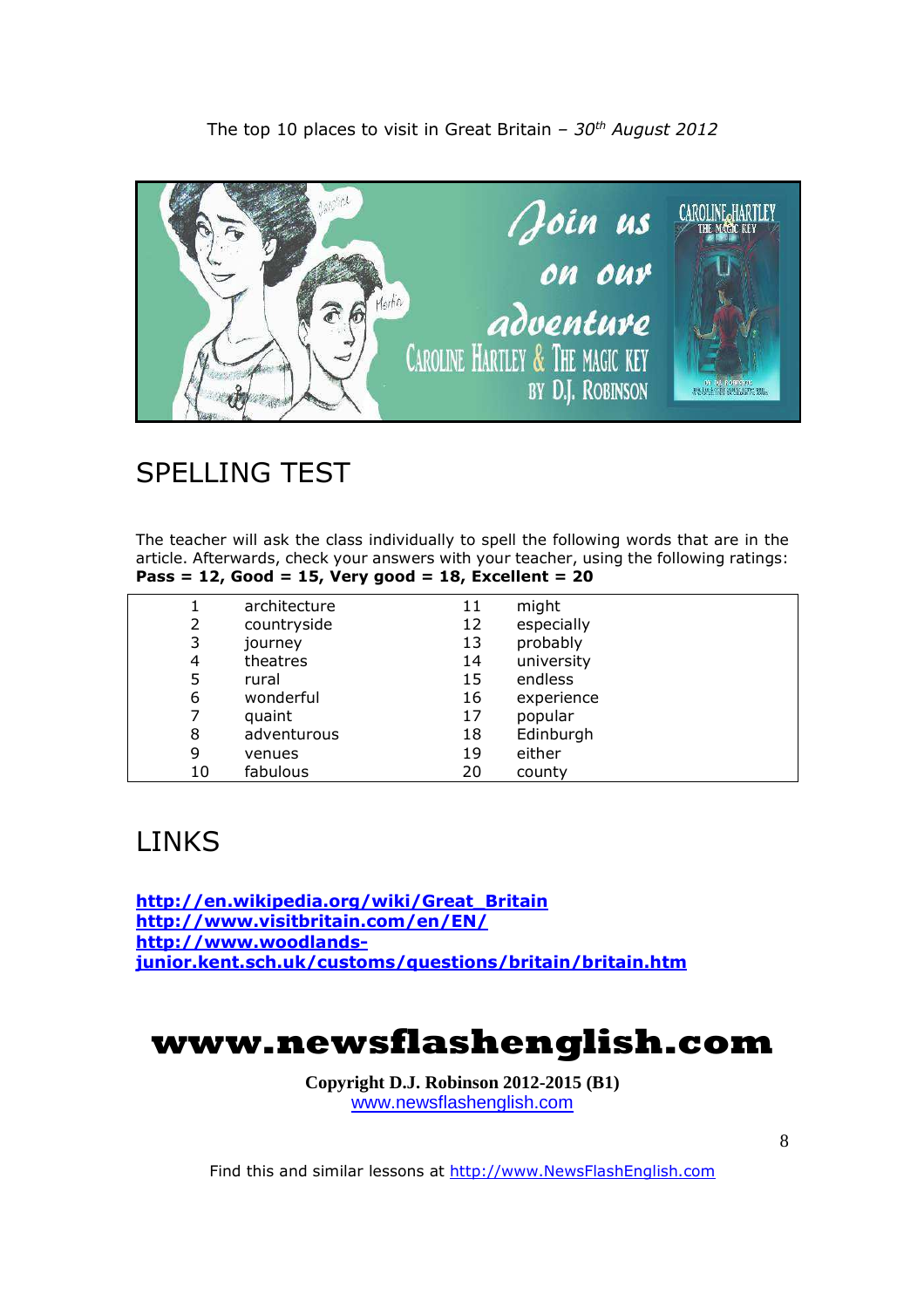The top 10 places to visit in Great Britain – *30th August 2012*

## SPELLING TEST

The teacher will ask the class individually to spell the following words that are in the article. Afterwards, check your answers with your teacher, using the following ratings: **Pass = 12, Good = 15, Very good = 18, Excellent = 20**

| | | | |
|---|---|---|---|
| 1 | architecture | 11 | might |
| 2 | countryside | 12 | especially |
| 3 | journey | 13 | probably |
| 4 | theatres | 14 | university |
| 5 | rural | 15 | endless |
| 6 | wonderful | 16 | experience |
| 7 | quaint | 17 | popular |
| 8 | adventurous | 18 | Edinburgh |
| 9 | venues | 19 | either |
| 10 | fabulous | 20 | county |

## LINKS

**http://en.wikipedia.org/wiki/Great_Britain**
**http://www.visitbritain.com/en/EN/**
**http://www.woodlands-junior.kent.sch.uk/customs/questions/britain/britain.htm**

# www.newsflashenglish.com

**Copyright D.J. Robinson 2012-2015 (B1)**
www.newsflashenglish.com

Find this and similar lessons at http://www.NewsFlashEnglish.com